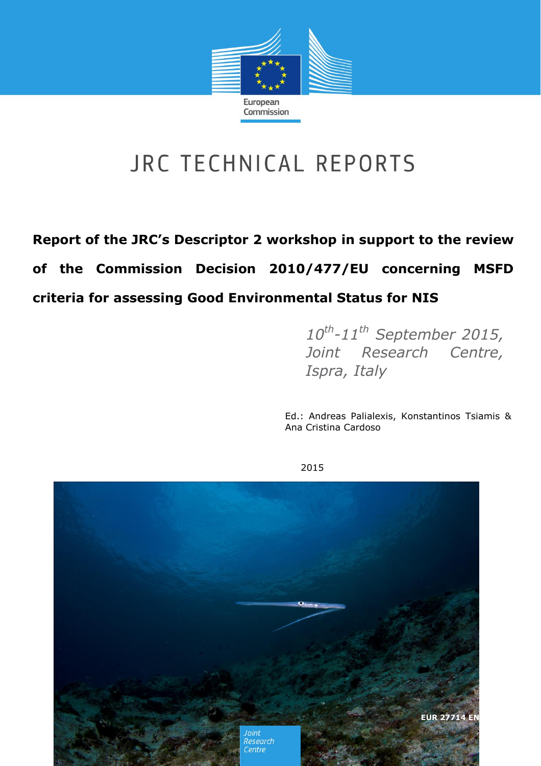European Commission

# JRC TECHNICAL REPORTS

## Report of the JRC's Descriptor 2 workshop in support to the review of the Commission Decision 2010/477/EU concerning MSFD criteria for assessing Good Environmental Status for NIS

*10th-11th September 2015, Joint Research Centre, Ispra, Italy*

Ed.: Andreas Palialexis, Konstantinos Tsiamis & Ana Cristina Cardoso

2015

EUR 27714 EN

Joint Research Centre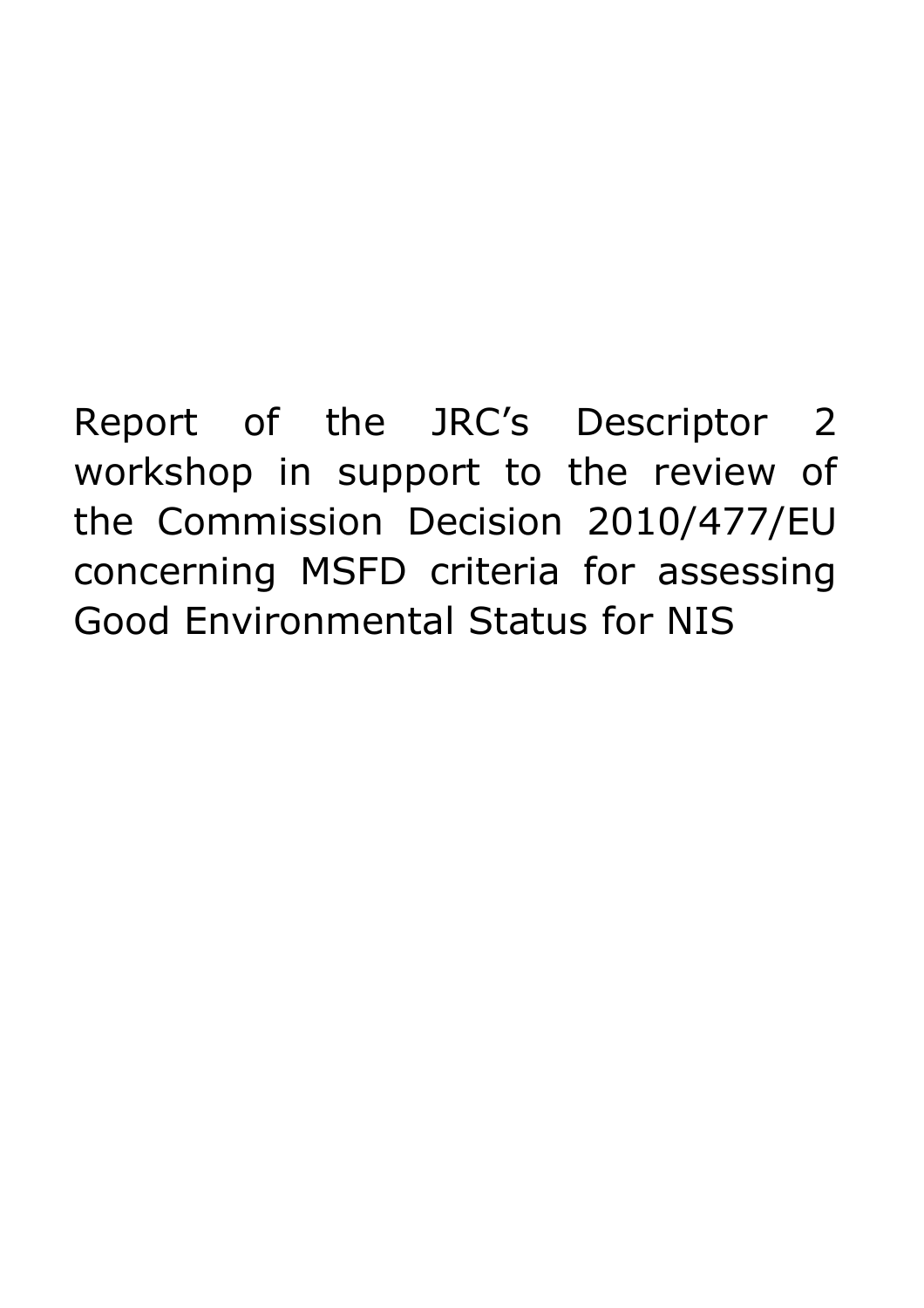Report of the JRC’s Descriptor 2 workshop in support to the review of the Commission Decision 2010/477/EU concerning MSFD criteria for assessing Good Environmental Status for NIS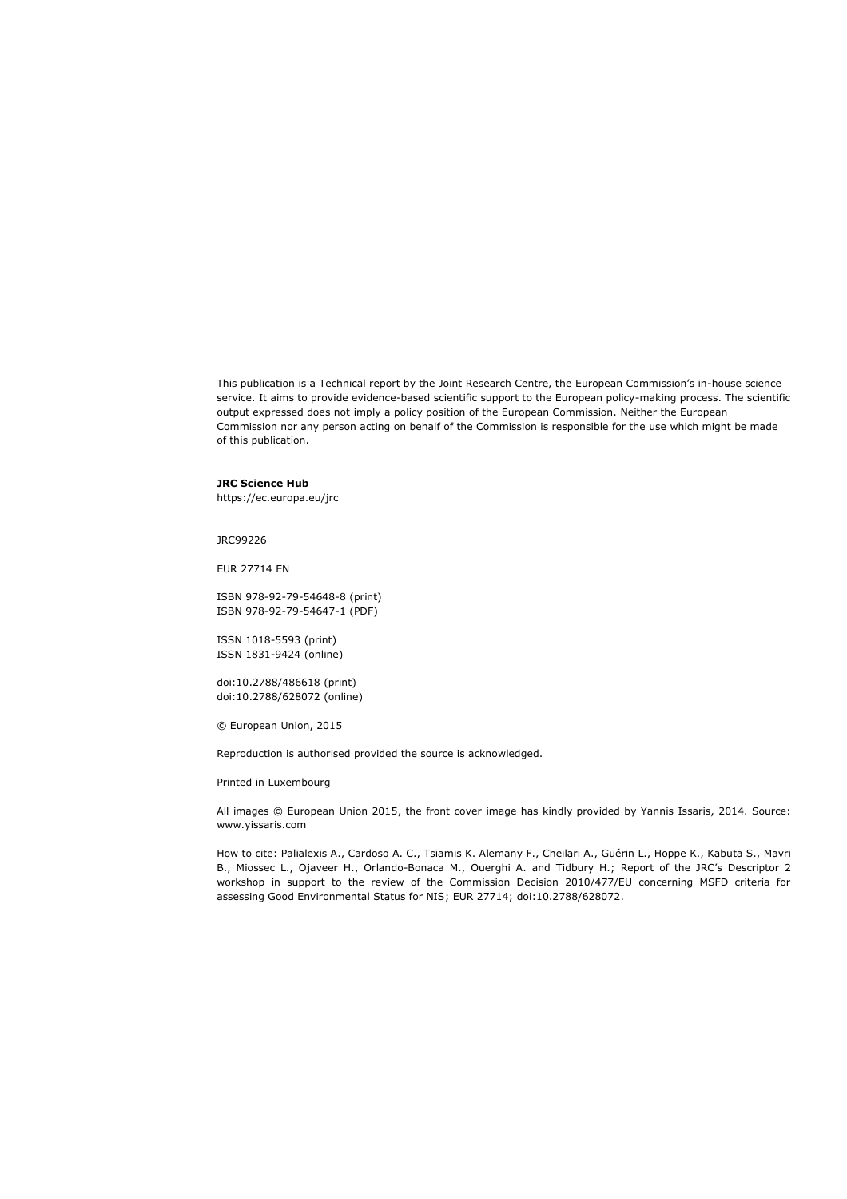This publication is a Technical report by the Joint Research Centre, the European Commission's in-house science service. It aims to provide evidence-based scientific support to the European policy-making process. The scientific output expressed does not imply a policy position of the European Commission. Neither the European Commission nor any person acting on behalf of the Commission is responsible for the use which might be made of this publication.

**JRC Science Hub**
https://ec.europa.eu/jrc

JRC99226

EUR 27714 EN

ISBN 978-92-79-54648-8 (print)
ISBN 978-92-79-54647-1 (PDF)

ISSN 1018-5593 (print)
ISSN 1831-9424 (online)

doi:10.2788/486618 (print)
doi:10.2788/628072 (online)

© European Union, 2015

Reproduction is authorised provided the source is acknowledged.

Printed in Luxembourg

All images © European Union 2015, the front cover image has kindly provided by Yannis Issaris, 2014. Source: www.yissaris.com

How to cite: Palialexis A., Cardoso A. C., Tsiamis K. Alemany F., Cheilari A., Guérin L., Hoppe K., Kabuta S., Mavri B., Miossec L., Ojaveer H., Orlando-Bonaca M., Ouerghi A. and Tidbury H.; Report of the JRC's Descriptor 2 workshop in support to the review of the Commission Decision 2010/477/EU concerning MSFD criteria for assessing Good Environmental Status for NIS; EUR 27714; doi:10.2788/628072.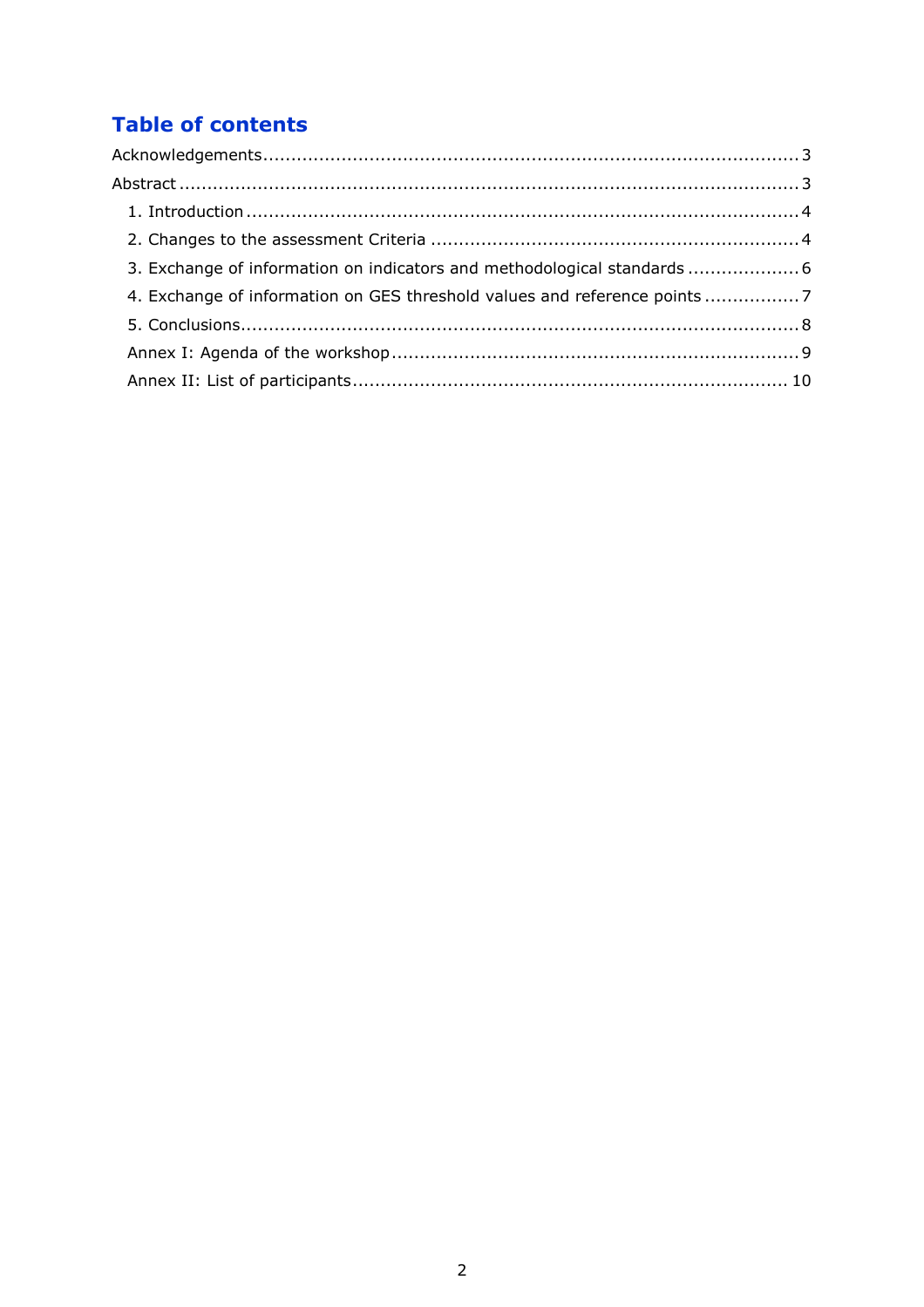# Table of contents

Acknowledgements................................................................................................3

Abstract ..............................................................................................................3

- 1. Introduction ....................................................................................................4
- 2. Changes to the assessment Criteria ..................................................................4
- 3. Exchange of information on indicators and methodological standards ....................6
- 4. Exchange of information on GES threshold values and reference points .................7
- 5. Conclusions.....................................................................................................8
- Annex I: Agenda of the workshop .........................................................................9
- Annex II: List of participants .............................................................................. 10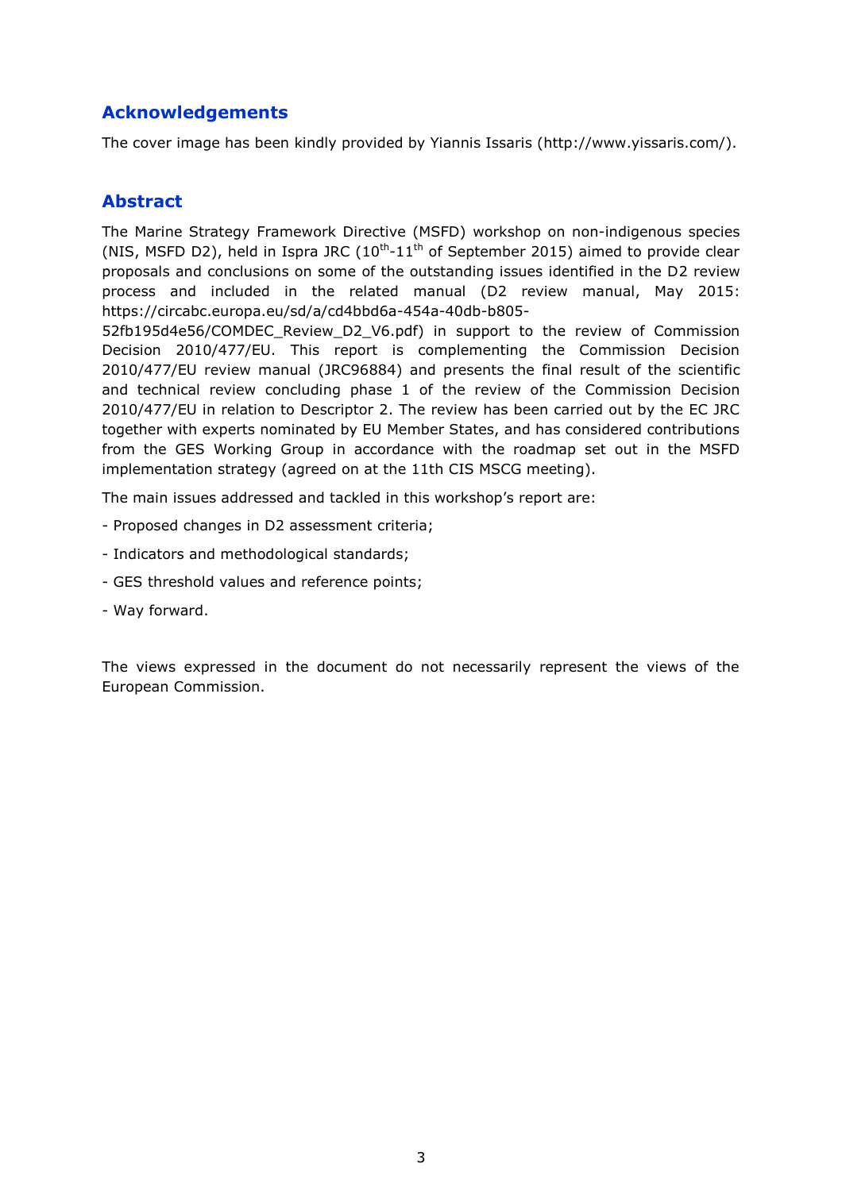## Acknowledgements

The cover image has been kindly provided by Yiannis Issaris (http://www.yissaris.com/).

## Abstract

The Marine Strategy Framework Directive (MSFD) workshop on non-indigenous species (NIS, MSFD D2), held in Ispra JRC ($10^{th}$-$11^{th}$ of September 2015) aimed to provide clear proposals and conclusions on some of the outstanding issues identified in the D2 review process and included in the related manual (D2 review manual, May 2015: https://circabc.europa.eu/sd/a/cd4bbd6a-454a-40db-b805-52fb195d4e56/COMDEC_Review_D2_V6.pdf) in support to the review of Commission Decision 2010/477/EU. This report is complementing the Commission Decision 2010/477/EU review manual (JRC96884) and presents the final result of the scientific and technical review concluding phase 1 of the review of the Commission Decision 2010/477/EU in relation to Descriptor 2. The review has been carried out by the EC JRC together with experts nominated by EU Member States, and has considered contributions from the GES Working Group in accordance with the roadmap set out in the MSFD implementation strategy (agreed on at the 11th CIS MSCG meeting).

The main issues addressed and tackled in this workshop's report are:

- Proposed changes in D2 assessment criteria;
- Indicators and methodological standards;
- GES threshold values and reference points;
- Way forward.

The views expressed in the document do not necessarily represent the views of the European Commission.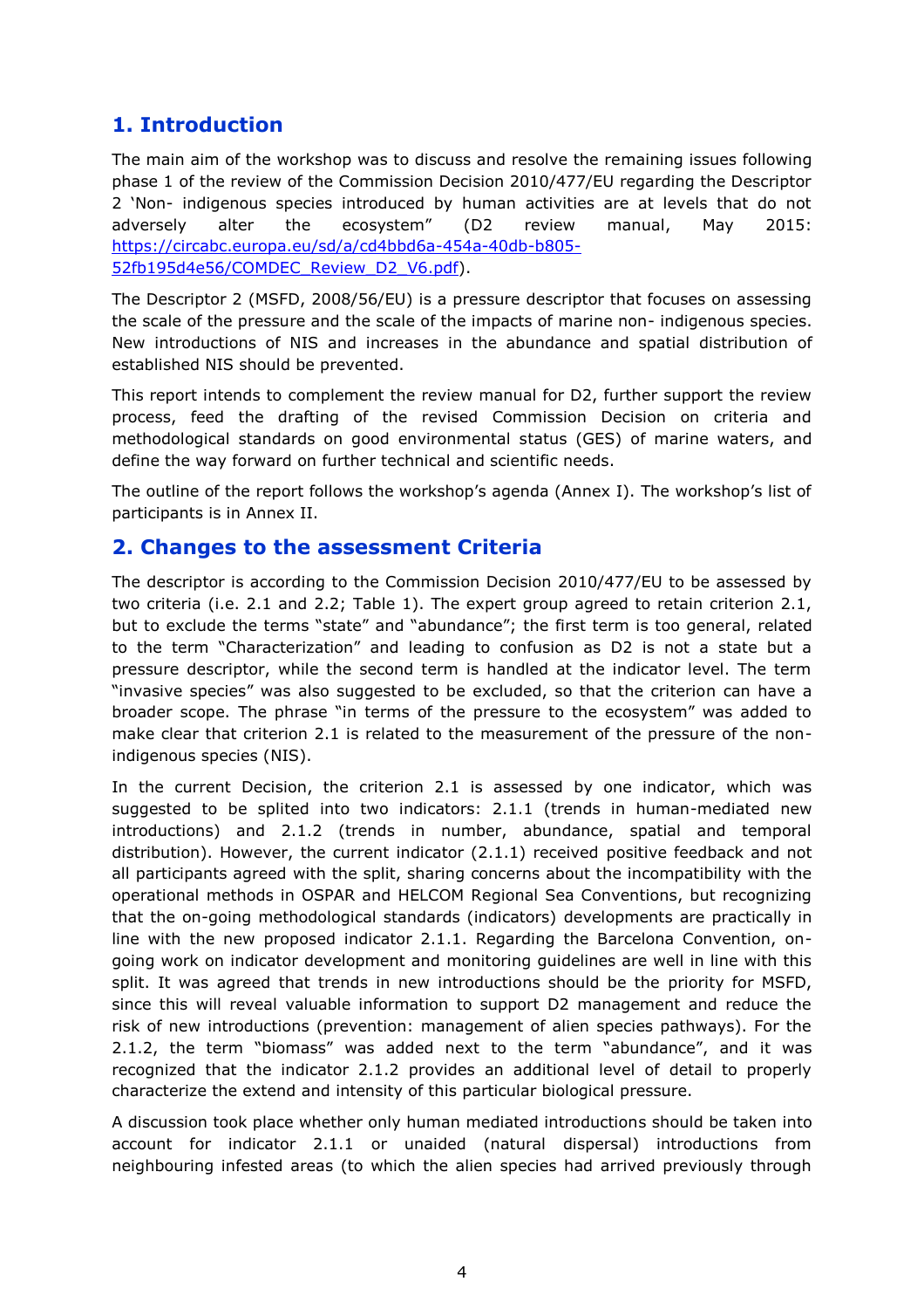## 1. Introduction

The main aim of the workshop was to discuss and resolve the remaining issues following phase 1 of the review of the Commission Decision 2010/477/EU regarding the Descriptor 2 'Non- indigenous species introduced by human activities are at levels that do not adversely alter the ecosystem" (D2 review manual, May 2015: https://circabc.europa.eu/sd/a/cd4bbd6a-454a-40db-b805-52fb195d4e56/COMDEC_Review_D2_V6.pdf).

The Descriptor 2 (MSFD, 2008/56/EU) is a pressure descriptor that focuses on assessing the scale of the pressure and the scale of the impacts of marine non- indigenous species. New introductions of NIS and increases in the abundance and spatial distribution of established NIS should be prevented.

This report intends to complement the review manual for D2, further support the review process, feed the drafting of the revised Commission Decision on criteria and methodological standards on good environmental status (GES) of marine waters, and define the way forward on further technical and scientific needs.

The outline of the report follows the workshop's agenda (Annex I). The workshop's list of participants is in Annex II.

## 2. Changes to the assessment Criteria

The descriptor is according to the Commission Decision 2010/477/EU to be assessed by two criteria (i.e. 2.1 and 2.2; Table 1). The expert group agreed to retain criterion 2.1, but to exclude the terms "state" and "abundance"; the first term is too general, related to the term "Characterization" and leading to confusion as D2 is not a state but a pressure descriptor, while the second term is handled at the indicator level. The term "invasive species" was also suggested to be excluded, so that the criterion can have a broader scope. The phrase "in terms of the pressure to the ecosystem" was added to make clear that criterion 2.1 is related to the measurement of the pressure of the non-indigenous species (NIS).

In the current Decision, the criterion 2.1 is assessed by one indicator, which was suggested to be splited into two indicators: 2.1.1 (trends in human-mediated new introductions) and 2.1.2 (trends in number, abundance, spatial and temporal distribution). However, the current indicator (2.1.1) received positive feedback and not all participants agreed with the split, sharing concerns about the incompatibility with the operational methods in OSPAR and HELCOM Regional Sea Conventions, but recognizing that the on-going methodological standards (indicators) developments are practically in line with the new proposed indicator 2.1.1. Regarding the Barcelona Convention, on-going work on indicator development and monitoring guidelines are well in line with this split. It was agreed that trends in new introductions should be the priority for MSFD, since this will reveal valuable information to support D2 management and reduce the risk of new introductions (prevention: management of alien species pathways). For the 2.1.2, the term "biomass" was added next to the term "abundance", and it was recognized that the indicator 2.1.2 provides an additional level of detail to properly characterize the extend and intensity of this particular biological pressure.

A discussion took place whether only human mediated introductions should be taken into account for indicator 2.1.1 or unaided (natural dispersal) introductions from neighbouring infested areas (to which the alien species had arrived previously through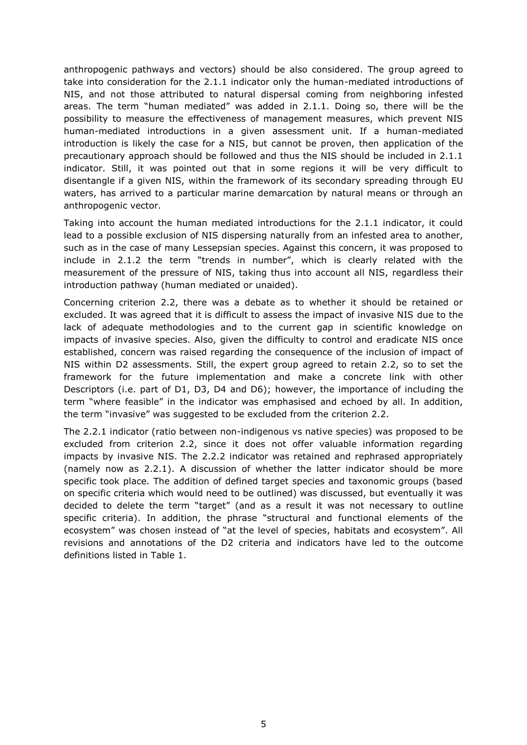anthropogenic pathways and vectors) should be also considered. The group agreed to take into consideration for the 2.1.1 indicator only the human-mediated introductions of NIS, and not those attributed to natural dispersal coming from neighboring infested areas. The term "human mediated" was added in 2.1.1. Doing so, there will be the possibility to measure the effectiveness of management measures, which prevent NIS human-mediated introductions in a given assessment unit. If a human-mediated introduction is likely the case for a NIS, but cannot be proven, then application of the precautionary approach should be followed and thus the NIS should be included in 2.1.1 indicator. Still, it was pointed out that in some regions it will be very difficult to disentangle if a given NIS, within the framework of its secondary spreading through EU waters, has arrived to a particular marine demarcation by natural means or through an anthropogenic vector.

Taking into account the human mediated introductions for the 2.1.1 indicator, it could lead to a possible exclusion of NIS dispersing naturally from an infested area to another, such as in the case of many Lessepsian species. Against this concern, it was proposed to include in 2.1.2 the term "trends in number", which is clearly related with the measurement of the pressure of NIS, taking thus into account all NIS, regardless their introduction pathway (human mediated or unaided).

Concerning criterion 2.2, there was a debate as to whether it should be retained or excluded. It was agreed that it is difficult to assess the impact of invasive NIS due to the lack of adequate methodologies and to the current gap in scientific knowledge on impacts of invasive species. Also, given the difficulty to control and eradicate NIS once established, concern was raised regarding the consequence of the inclusion of impact of NIS within D2 assessments. Still, the expert group agreed to retain 2.2, so to set the framework for the future implementation and make a concrete link with other Descriptors (i.e. part of D1, D3, D4 and D6); however, the importance of including the term "where feasible" in the indicator was emphasised and echoed by all. In addition, the term "invasive" was suggested to be excluded from the criterion 2.2.

The 2.2.1 indicator (ratio between non-indigenous vs native species) was proposed to be excluded from criterion 2.2, since it does not offer valuable information regarding impacts by invasive NIS. The 2.2.2 indicator was retained and rephrased appropriately (namely now as 2.2.1). A discussion of whether the latter indicator should be more specific took place. The addition of defined target species and taxonomic groups (based on specific criteria which would need to be outlined) was discussed, but eventually it was decided to delete the term "target" (and as a result it was not necessary to outline specific criteria). In addition, the phrase "structural and functional elements of the ecosystem" was chosen instead of "at the level of species, habitats and ecosystem". All revisions and annotations of the D2 criteria and indicators have led to the outcome definitions listed in Table 1.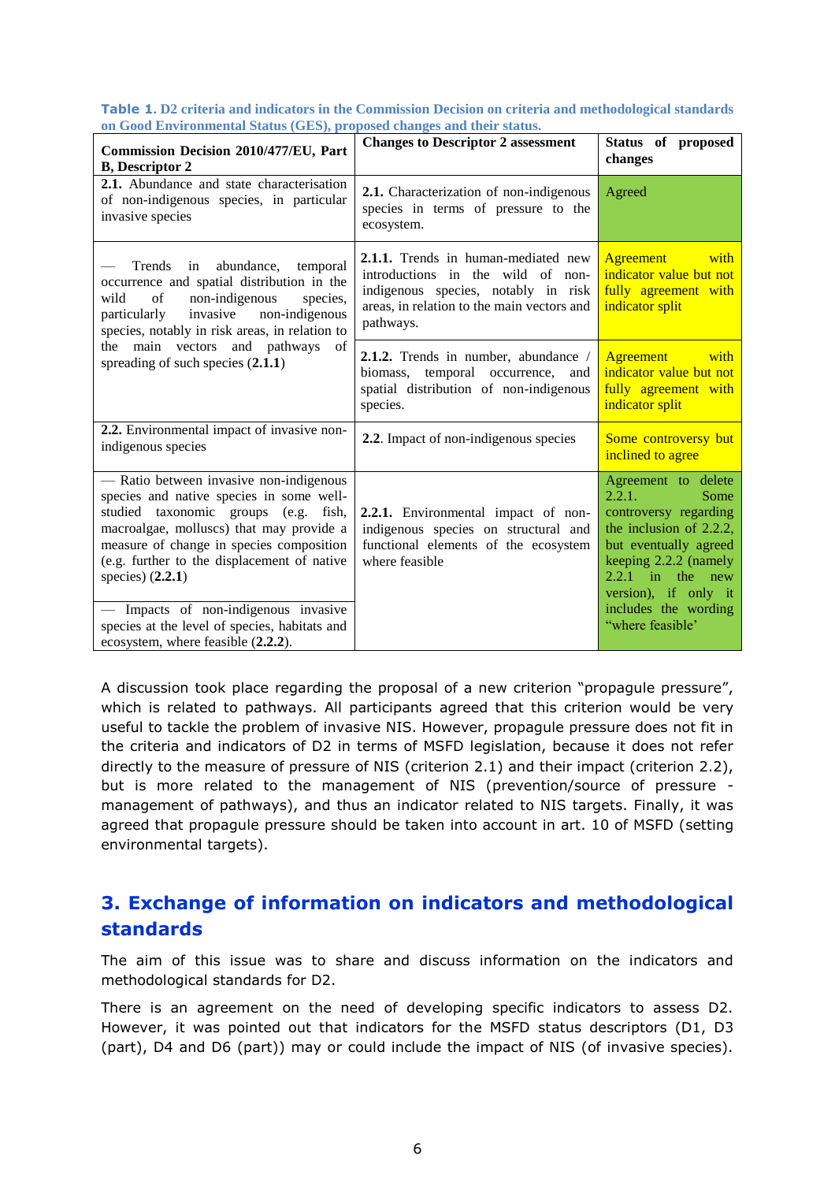**Table 1**. D2 criteria and indicators in the Commission Decision on criteria and methodological standards on Good Environmental Status (GES), proposed changes and their status.

| Commission Decision 2010/477/EU, Part B, Descriptor 2 | Changes to Descriptor 2 assessment | Status of proposed changes |
|---|---|---|
| **2.1.** Abundance and state characterisation of non-indigenous species, in particular invasive species | **2.1.** Characterization of non-indigenous species in terms of pressure to the ecosystem. | Agreed |
| — Trends in abundance, temporal occurrence and spatial distribution in the wild of non-indigenous species, particularly invasive non-indigenous species, notably in risk areas, in relation to the main vectors and pathways of spreading of such species (**2.1.1**) | **2.1.1.** Trends in human-mediated new introductions in the wild of non-indigenous species, notably in risk areas, in relation to the main vectors and pathways. | Agreement with indicator value but not fully agreement with indicator split |
| | **2.1.2.** Trends in number, abundance / biomass, temporal occurrence, and spatial distribution of non-indigenous species. | Agreement with indicator value but not fully agreement with indicator split |
| **2.2.** Environmental impact of invasive non-indigenous species | **2.2**. Impact of non-indigenous species | Some controversy but inclined to agree |
| — Ratio between invasive non-indigenous species and native species in some well-studied taxonomic groups (e.g. fish, macroalgae, molluscs) that may provide a measure of change in species composition (e.g. further to the displacement of native species) (**2.2.1**)<br>— Impacts of non-indigenous invasive species at the level of species, habitats and ecosystem, where feasible (**2.2.2**). | **2.2.1.** Environmental impact of non-indigenous species on structural and functional elements of the ecosystem where feasible | Agreement to delete 2.2.1. Some controversy regarding the inclusion of 2.2.2, but eventually agreed keeping 2.2.2 (namely 2.2.1 in the new version), if only it includes the wording "where feasible' |

A discussion took place regarding the proposal of a new criterion "propagule pressure", which is related to pathways. All participants agreed that this criterion would be very useful to tackle the problem of invasive NIS. However, propagule pressure does not fit in the criteria and indicators of D2 in terms of MSFD legislation, because it does not refer directly to the measure of pressure of NIS (criterion 2.1) and their impact (criterion 2.2), but is more related to the management of NIS (prevention/source of pressure - management of pathways), and thus an indicator related to NIS targets. Finally, it was agreed that propagule pressure should be taken into account in art. 10 of MSFD (setting environmental targets).

## 3. Exchange of information on indicators and methodological standards

The aim of this issue was to share and discuss information on the indicators and methodological standards for D2.

There is an agreement on the need of developing specific indicators to assess D2. However, it was pointed out that indicators for the MSFD status descriptors (D1, D3 (part), D4 and D6 (part)) may or could include the impact of NIS (of invasive species).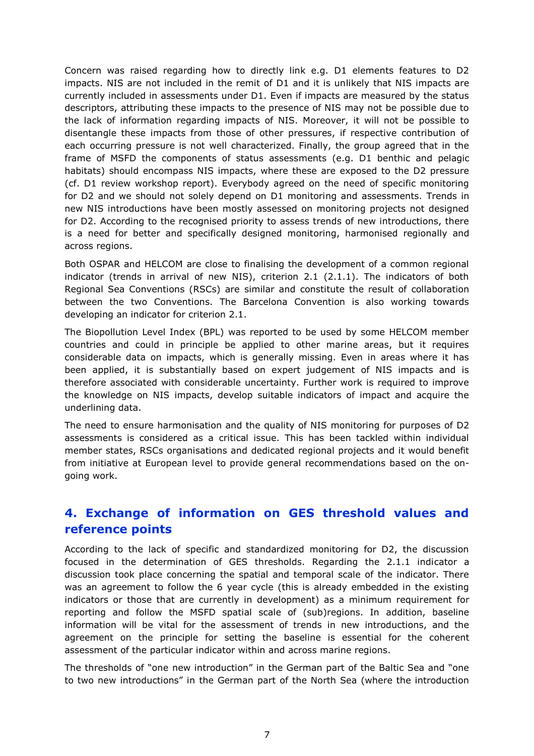Concern was raised regarding how to directly link e.g. D1 elements features to D2 impacts. NIS are not included in the remit of D1 and it is unlikely that NIS impacts are currently included in assessments under D1. Even if impacts are measured by the status descriptors, attributing these impacts to the presence of NIS may not be possible due to the lack of information regarding impacts of NIS. Moreover, it will not be possible to disentangle these impacts from those of other pressures, if respective contribution of each occurring pressure is not well characterized. Finally, the group agreed that in the frame of MSFD the components of status assessments (e.g. D1 benthic and pelagic habitats) should encompass NIS impacts, where these are exposed to the D2 pressure (cf. D1 review workshop report). Everybody agreed on the need of specific monitoring for D2 and we should not solely depend on D1 monitoring and assessments. Trends in new NIS introductions have been mostly assessed on monitoring projects not designed for D2. According to the recognised priority to assess trends of new introductions, there is a need for better and specifically designed monitoring, harmonised regionally and across regions.

Both OSPAR and HELCOM are close to finalising the development of a common regional indicator (trends in arrival of new NIS), criterion 2.1 (2.1.1). The indicators of both Regional Sea Conventions (RSCs) are similar and constitute the result of collaboration between the two Conventions. The Barcelona Convention is also working towards developing an indicator for criterion 2.1.

The Biopollution Level Index (BPL) was reported to be used by some HELCOM member countries and could in principle be applied to other marine areas, but it requires considerable data on impacts, which is generally missing. Even in areas where it has been applied, it is substantially based on expert judgement of NIS impacts and is therefore associated with considerable uncertainty. Further work is required to improve the knowledge on NIS impacts, develop suitable indicators of impact and acquire the underlining data.

The need to ensure harmonisation and the quality of NIS monitoring for purposes of D2 assessments is considered as a critical issue. This has been tackled within individual member states, RSCs organisations and dedicated regional projects and it would benefit from initiative at European level to provide general recommendations based on the on-going work.

## 4. Exchange of information on GES threshold values and reference points

According to the lack of specific and standardized monitoring for D2, the discussion focused in the determination of GES thresholds. Regarding the 2.1.1 indicator a discussion took place concerning the spatial and temporal scale of the indicator. There was an agreement to follow the 6 year cycle (this is already embedded in the existing indicators or those that are currently in development) as a minimum requirement for reporting and follow the MSFD spatial scale of (sub)regions. In addition, baseline information will be vital for the assessment of trends in new introductions, and the agreement on the principle for setting the baseline is essential for the coherent assessment of the particular indicator within and across marine regions.

The thresholds of "one new introduction" in the German part of the Baltic Sea and "one to two new introductions" in the German part of the North Sea (where the introduction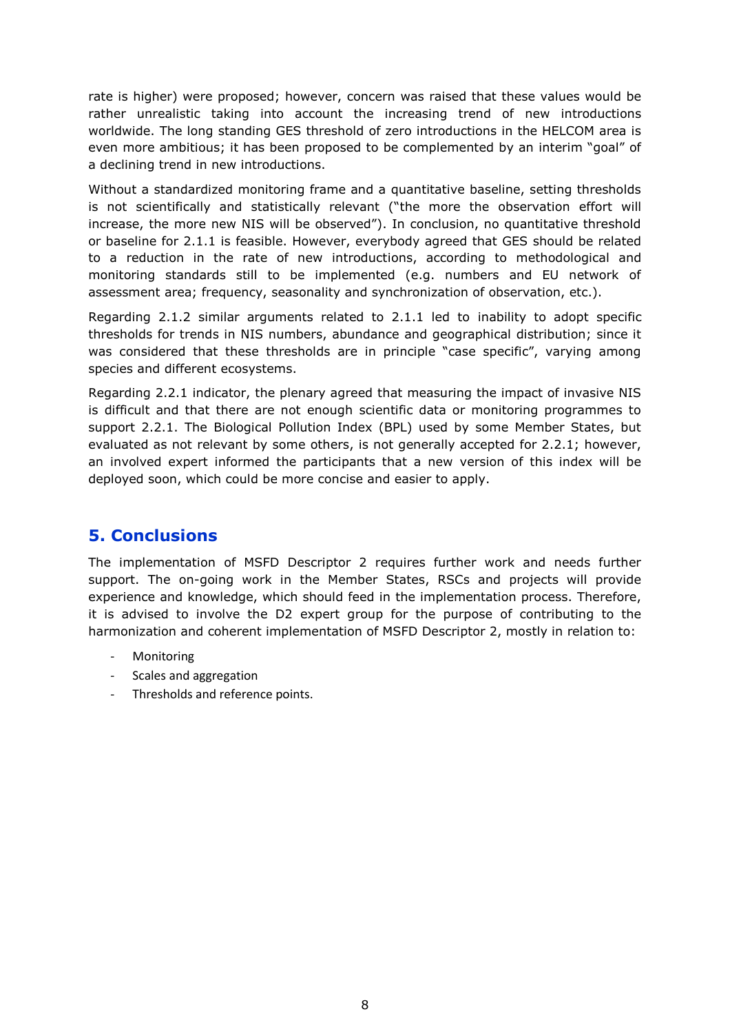rate is higher) were proposed; however, concern was raised that these values would be rather unrealistic taking into account the increasing trend of new introductions worldwide. The long standing GES threshold of zero introductions in the HELCOM area is even more ambitious; it has been proposed to be complemented by an interim "goal" of a declining trend in new introductions.

Without a standardized monitoring frame and a quantitative baseline, setting thresholds is not scientifically and statistically relevant ("the more the observation effort will increase, the more new NIS will be observed"). In conclusion, no quantitative threshold or baseline for 2.1.1 is feasible. However, everybody agreed that GES should be related to a reduction in the rate of new introductions, according to methodological and monitoring standards still to be implemented (e.g. numbers and EU network of assessment area; frequency, seasonality and synchronization of observation, etc.).

Regarding 2.1.2 similar arguments related to 2.1.1 led to inability to adopt specific thresholds for trends in NIS numbers, abundance and geographical distribution; since it was considered that these thresholds are in principle "case specific", varying among species and different ecosystems.

Regarding 2.2.1 indicator, the plenary agreed that measuring the impact of invasive NIS is difficult and that there are not enough scientific data or monitoring programmes to support 2.2.1. The Biological Pollution Index (BPL) used by some Member States, but evaluated as not relevant by some others, is not generally accepted for 2.2.1; however, an involved expert informed the participants that a new version of this index will be deployed soon, which could be more concise and easier to apply.

## 5. Conclusions

The implementation of MSFD Descriptor 2 requires further work and needs further support. The on-going work in the Member States, RSCs and projects will provide experience and knowledge, which should feed in the implementation process. Therefore, it is advised to involve the D2 expert group for the purpose of contributing to the harmonization and coherent implementation of MSFD Descriptor 2, mostly in relation to:

- Monitoring
- Scales and aggregation
- Thresholds and reference points.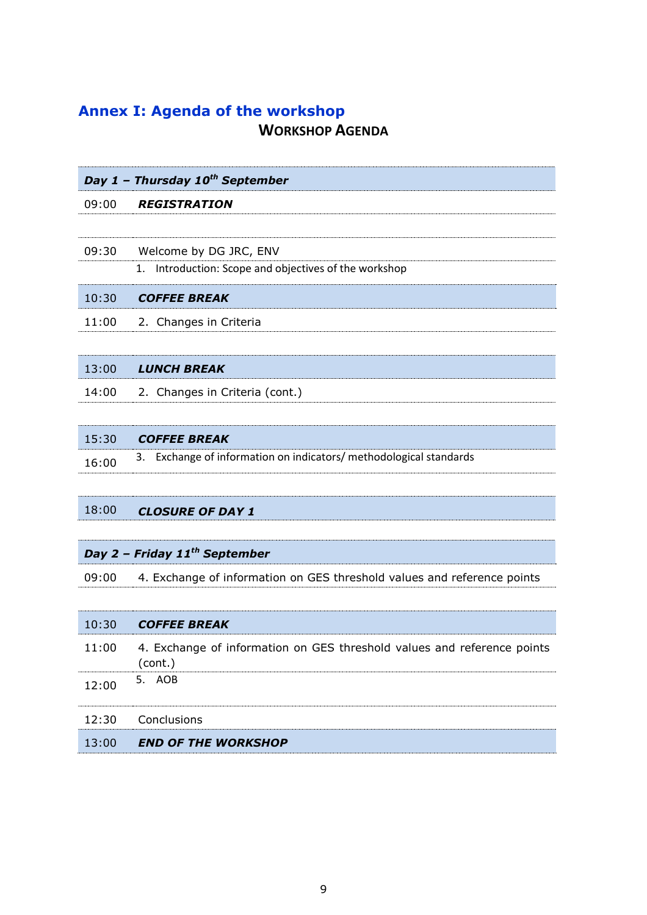## Annex I: Agenda of the workshop

**WORKSHOP AGENDA**

| Time | Item |
|---|---|
| ***Day 1 – Thursday 10th September*** | |
| 09:00 | ***REGISTRATION*** |
| | |
| 09:30 | Welcome by DG JRC, ENV |
| | 1. Introduction: Scope and objectives of the workshop |
| 10:30 | ***COFFEE BREAK*** |
| 11:00 | 2. Changes in Criteria |
| | |
| 13:00 | ***LUNCH BREAK*** |
| 14:00 | 2. Changes in Criteria (cont.) |
| | |
| 15:30 | ***COFFEE BREAK*** |
| 16:00 | 3. Exchange of information on indicators/ methodological standards |
| | |
| 18:00 | ***CLOSURE OF DAY 1*** |
| ***Day 2 – Friday 11th September*** | |
| 09:00 | 4. Exchange of information on GES threshold values and reference points |
| | |
| 10:30 | ***COFFEE BREAK*** |
| 11:00 | 4. Exchange of information on GES threshold values and reference points (cont.) |
| 12:00 | 5. AOB |
| 12:30 | Conclusions |
| 13:00 | ***END OF THE WORKSHOP*** |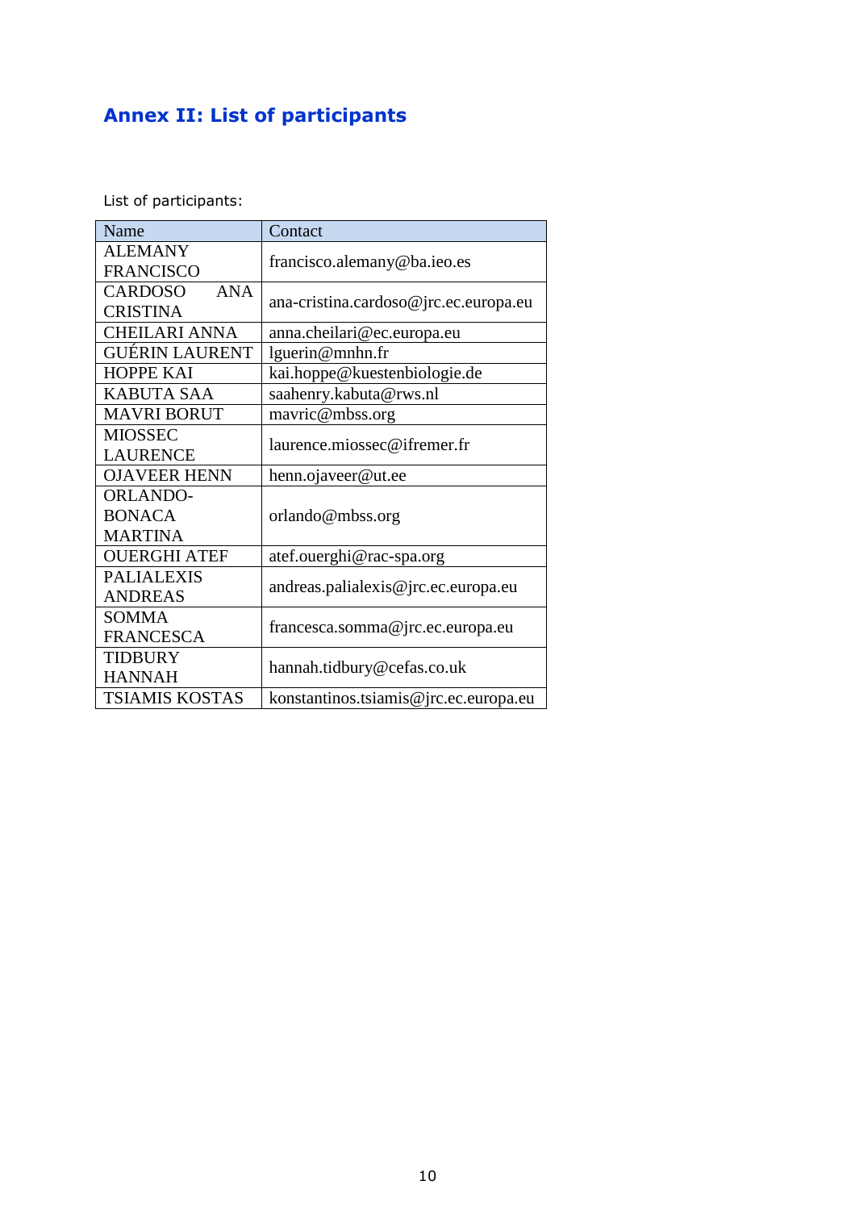## Annex II: List of participants

List of participants:

| Name | Contact |
| --- | --- |
| ALEMANY FRANCISCO | francisco.alemany@ba.ieo.es |
| CARDOSO ANA CRISTINA | ana-cristina.cardoso@jrc.ec.europa.eu |
| CHEILARI ANNA | anna.cheilari@ec.europa.eu |
| GUÉRIN LAURENT | lguerin@mnhn.fr |
| HOPPE KAI | kai.hoppe@kuestenbiologie.de |
| KABUTA SAA | saahenry.kabuta@rws.nl |
| MAVRI BORUT | mavric@mbss.org |
| MIOSSEC LAURENCE | laurence.miossec@ifremer.fr |
| OJAVEER HENN | henn.ojaveer@ut.ee |
| ORLANDO-BONACA MARTINA | orlando@mbss.org |
| OUERGHI ATEF | atef.ouerghi@rac-spa.org |
| PALIALEXIS ANDREAS | andreas.palialexis@jrc.ec.europa.eu |
| SOMMA FRANCESCA | francesca.somma@jrc.ec.europa.eu |
| TIDBURY HANNAH | hannah.tidbury@cefas.co.uk |
| TSIAMIS KOSTAS | konstantinos.tsiamis@jrc.ec.europa.eu |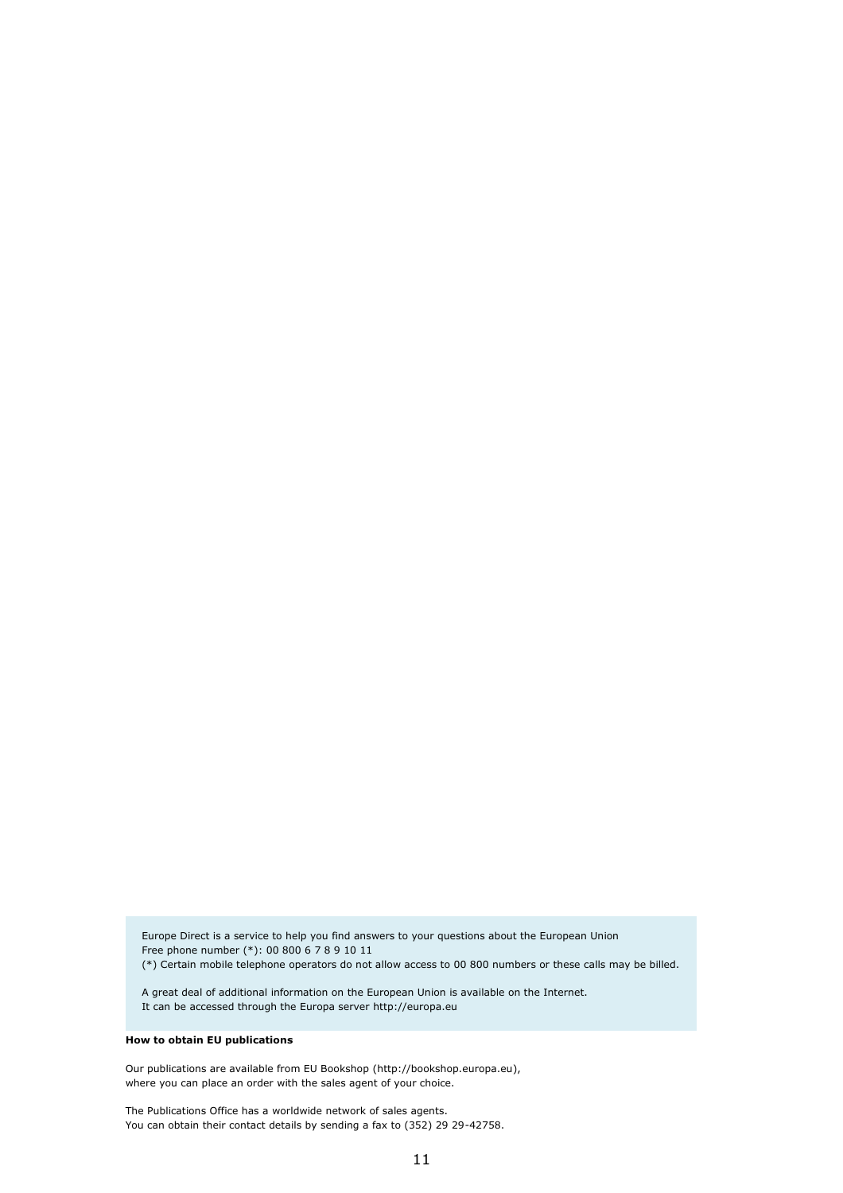Europe Direct is a service to help you find answers to your questions about the European Union
Free phone number (*): 00 800 6 7 8 9 10 11
(*) Certain mobile telephone operators do not allow access to 00 800 numbers or these calls may be billed.

A great deal of additional information on the European Union is available on the Internet.
It can be accessed through the Europa server http://europa.eu

**How to obtain EU publications**

Our publications are available from EU Bookshop (http://bookshop.europa.eu),
where you can place an order with the sales agent of your choice.

The Publications Office has a worldwide network of sales agents.
You can obtain their contact details by sending a fax to (352) 29 29-42758.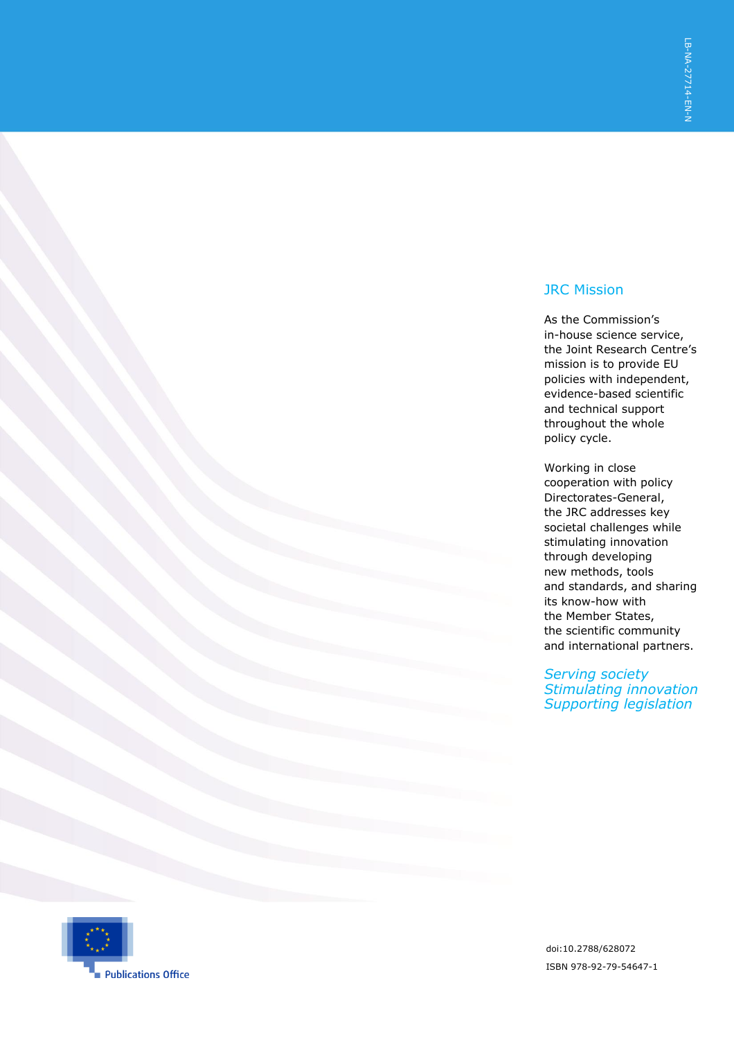LB-NA-27714-EN-N

## JRC Mission

As the Commission's in-house science service, the Joint Research Centre's mission is to provide EU policies with independent, evidence-based scientific and technical support throughout the whole policy cycle.

Working in close cooperation with policy Directorates-General, the JRC addresses key societal challenges while stimulating innovation through developing new methods, tools and standards, and sharing its know-how with the Member States, the scientific community and international partners.

*Serving society*
*Stimulating innovation*
*Supporting legislation*

Publications Office

doi:10.2788/628072

ISBN 978-92-79-54647-1